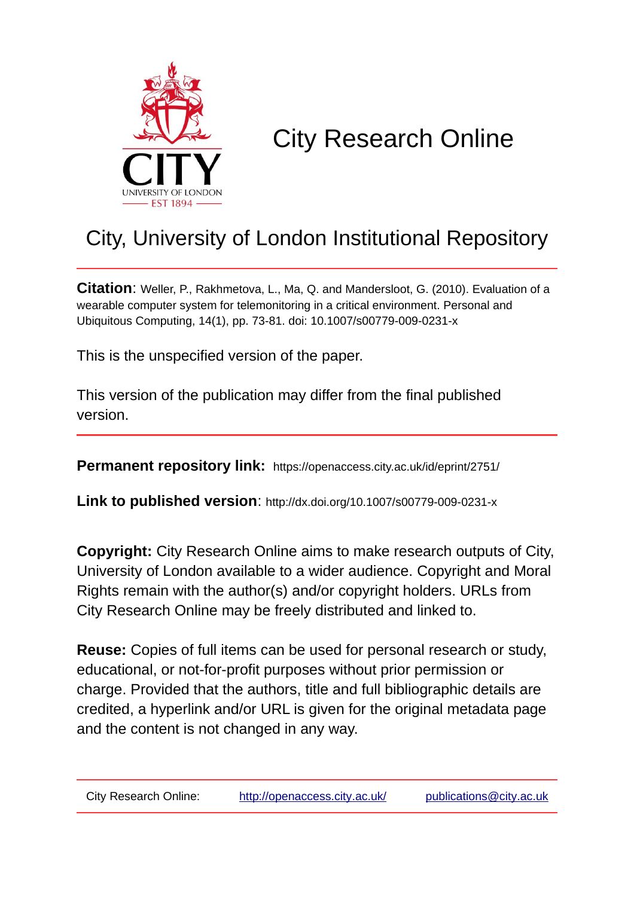# City Research Online

## City, University of London Institutional Repository

**Citation**: Weller, P., Rakhmetova, L., Ma, Q. and Mandersloot, G. (2010). Evaluation of a wearable computer system for telemonitoring in a critical environment. Personal and Ubiquitous Computing, 14(1), pp. 73-81. doi: 10.1007/s00779-009-0231-x

This is the unspecified version of the paper.

This version of the publication may differ from the final published version.

**Permanent repository link:** https://openaccess.city.ac.uk/id/eprint/2751/

**Link to published version**: http://dx.doi.org/10.1007/s00779-009-0231-x

**Copyright:** City Research Online aims to make research outputs of City, University of London available to a wider audience. Copyright and Moral Rights remain with the author(s) and/or copyright holders. URLs from City Research Online may be freely distributed and linked to.

**Reuse:** Copies of full items can be used for personal research or study, educational, or not-for-profit purposes without prior permission or charge. Provided that the authors, title and full bibliographic details are credited, a hyperlink and/or URL is given for the original metadata page and the content is not changed in any way.

| City Research Online: | http://openaccess.city.ac.uk/ | publications@city.ac.uk |
|---|---|---|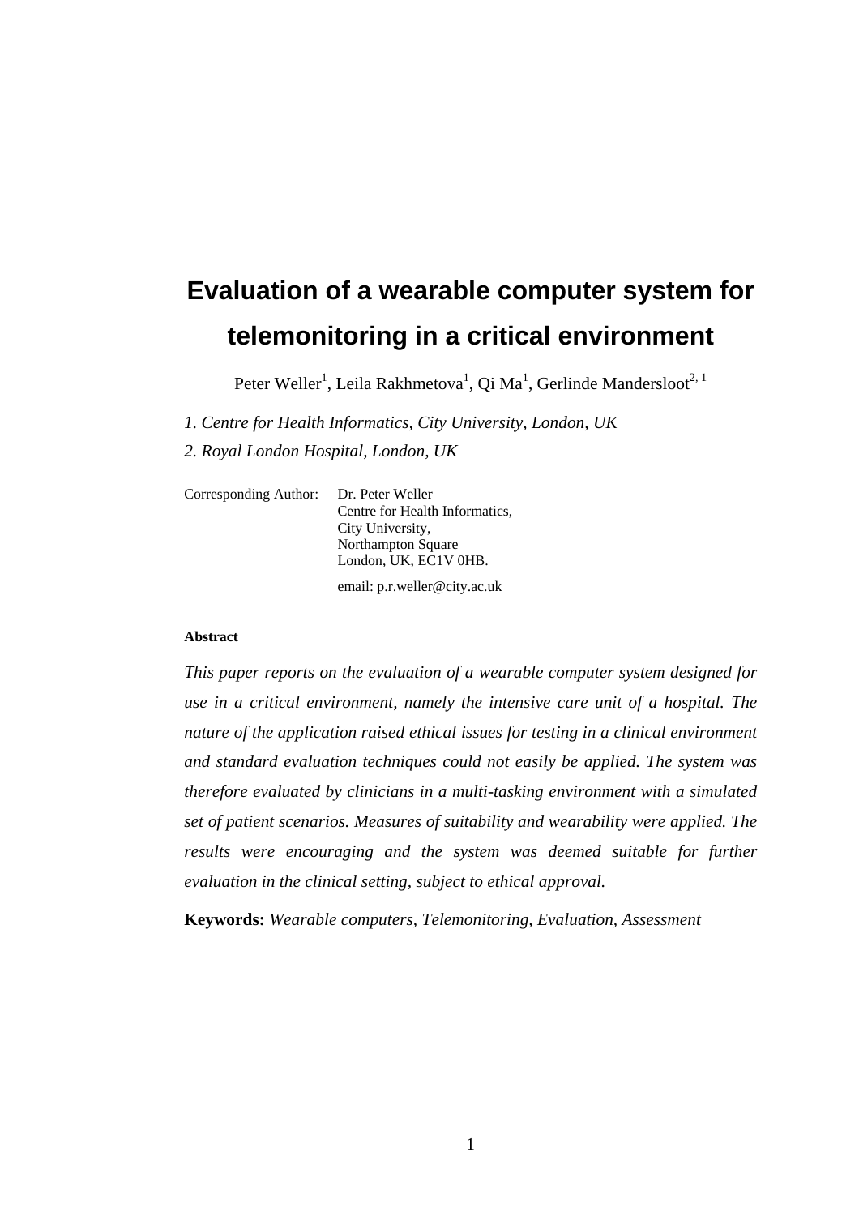# Evaluation of a wearable computer system for telemonitoring in a critical environment

Peter Weller[1], Leila Rakhmetova[1], Qi Ma[1], Gerlinde Mandersloot[2, 1]

*1. Centre for Health Informatics, City University, London, UK*

*2. Royal London Hospital, London, UK*

Corresponding Author: Dr. Peter Weller
Centre for Health Informatics,
City University,
Northampton Square
London, UK, EC1V 0HB.

email: p.r.weller@city.ac.uk

**Abstract**

*This paper reports on the evaluation of a wearable computer system designed for use in a critical environment, namely the intensive care unit of a hospital. The nature of the application raised ethical issues for testing in a clinical environment and standard evaluation techniques could not easily be applied. The system was therefore evaluated by clinicians in a multi-tasking environment with a simulated set of patient scenarios. Measures of suitability and wearability were applied. The results were encouraging and the system was deemed suitable for further evaluation in the clinical setting, subject to ethical approval.*

**Keywords:** *Wearable computers, Telemonitoring, Evaluation, Assessment*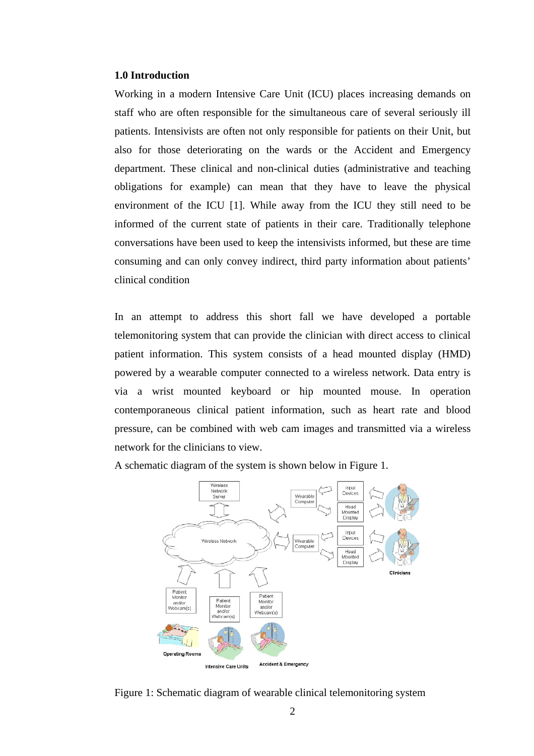### 1.0 Introduction

Working in a modern Intensive Care Unit (ICU) places increasing demands on staff who are often responsible for the simultaneous care of several seriously ill patients. Intensivists are often not only responsible for patients on their Unit, but also for those deteriorating on the wards or the Accident and Emergency department. These clinical and non-clinical duties (administrative and teaching obligations for example) can mean that they have to leave the physical environment of the ICU [1]. While away from the ICU they still need to be informed of the current state of patients in their care. Traditionally telephone conversations have been used to keep the intensivists informed, but these are time consuming and can only convey indirect, third party information about patients' clinical condition

In an attempt to address this short fall we have developed a portable telemonitoring system that can provide the clinician with direct access to clinical patient information. This system consists of a head mounted display (HMD) powered by a wearable computer connected to a wireless network. Data entry is via a wrist mounted keyboard or hip mounted mouse. In operation contemporaneous clinical patient information, such as heart rate and blood pressure, can be combined with web cam images and transmitted via a wireless network for the clinicians to view.

A schematic diagram of the system is shown below in Figure 1.

Figure 1: Schematic diagram of wearable clinical telemonitoring system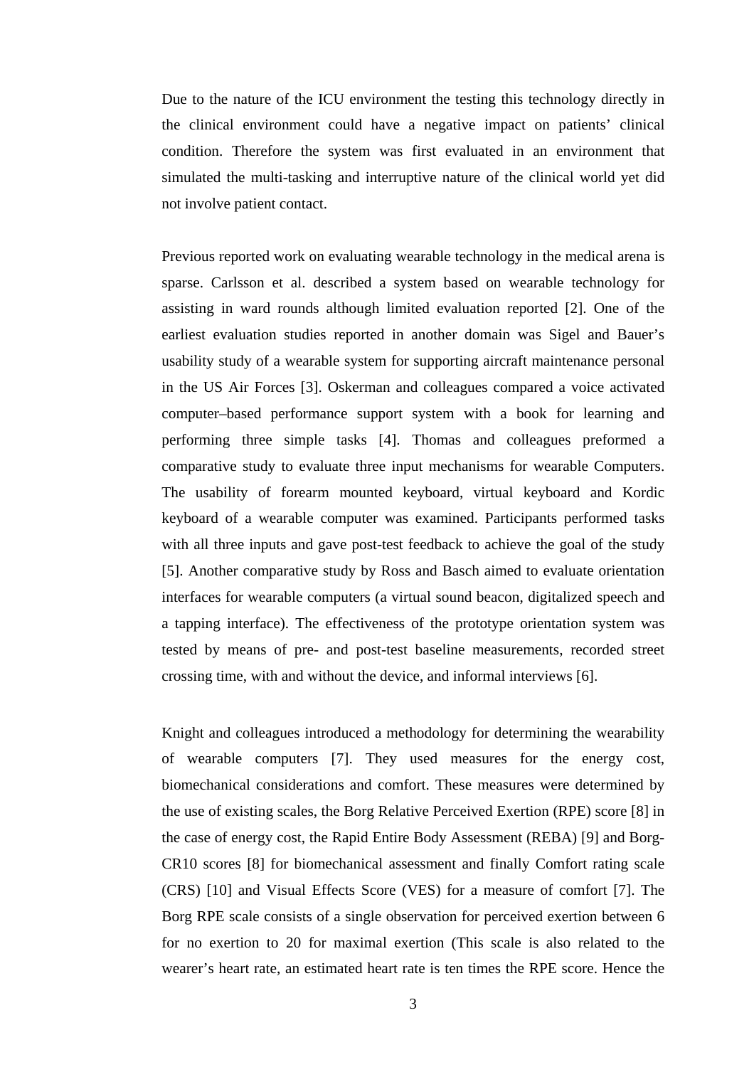Due to the nature of the ICU environment the testing this technology directly in the clinical environment could have a negative impact on patients' clinical condition. Therefore the system was first evaluated in an environment that simulated the multi-tasking and interruptive nature of the clinical world yet did not involve patient contact.

Previous reported work on evaluating wearable technology in the medical arena is sparse. Carlsson et al. described a system based on wearable technology for assisting in ward rounds although limited evaluation reported [2]. One of the earliest evaluation studies reported in another domain was Sigel and Bauer's usability study of a wearable system for supporting aircraft maintenance personal in the US Air Forces [3]. Oskerman and colleagues compared a voice activated computer–based performance support system with a book for learning and performing three simple tasks [4]. Thomas and colleagues preformed a comparative study to evaluate three input mechanisms for wearable Computers. The usability of forearm mounted keyboard, virtual keyboard and Kordic keyboard of a wearable computer was examined. Participants performed tasks with all three inputs and gave post-test feedback to achieve the goal of the study [5]. Another comparative study by Ross and Basch aimed to evaluate orientation interfaces for wearable computers (a virtual sound beacon, digitalized speech and a tapping interface). The effectiveness of the prototype orientation system was tested by means of pre- and post-test baseline measurements, recorded street crossing time, with and without the device, and informal interviews [6].

Knight and colleagues introduced a methodology for determining the wearability of wearable computers [7]. They used measures for the energy cost, biomechanical considerations and comfort. These measures were determined by the use of existing scales, the Borg Relative Perceived Exertion (RPE) score [8] in the case of energy cost, the Rapid Entire Body Assessment (REBA) [9] and Borg-CR10 scores [8] for biomechanical assessment and finally Comfort rating scale (CRS) [10] and Visual Effects Score (VES) for a measure of comfort [7]. The Borg RPE scale consists of a single observation for perceived exertion between 6 for no exertion to 20 for maximal exertion (This scale is also related to the wearer's heart rate, an estimated heart rate is ten times the RPE score. Hence the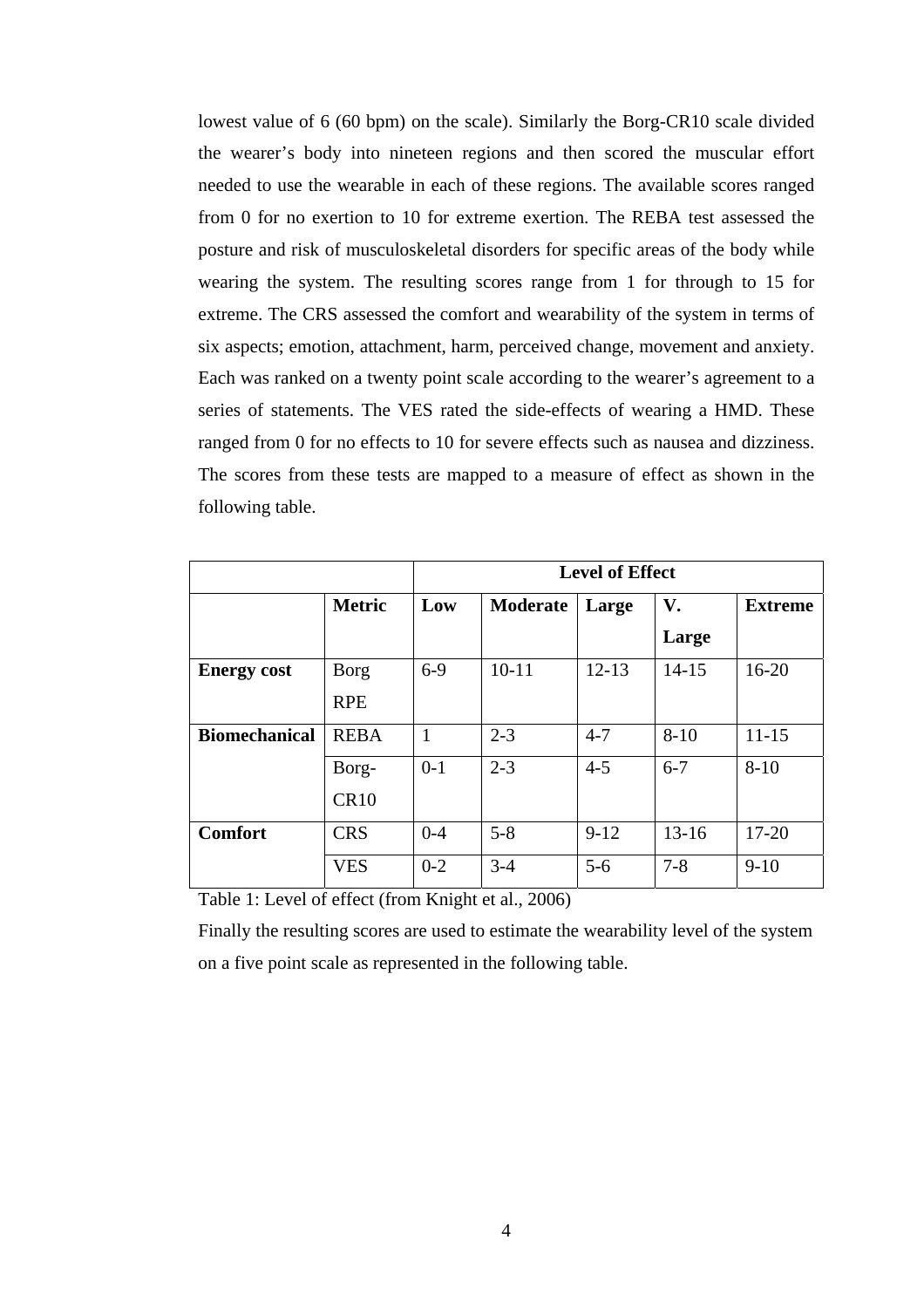lowest value of 6 (60 bpm) on the scale). Similarly the Borg-CR10 scale divided the wearer's body into nineteen regions and then scored the muscular effort needed to use the wearable in each of these regions. The available scores ranged from 0 for no exertion to 10 for extreme exertion. The REBA test assessed the posture and risk of musculoskeletal disorders for specific areas of the body while wearing the system. The resulting scores range from 1 for through to 15 for extreme. The CRS assessed the comfort and wearability of the system in terms of six aspects; emotion, attachment, harm, perceived change, movement and anxiety. Each was ranked on a twenty point scale according to the wearer's agreement to a series of statements. The VES rated the side-effects of wearing a HMD. These ranged from 0 for no effects to 10 for severe effects such as nausea and dizziness. The scores from these tests are mapped to a measure of effect as shown in the following table.

| | | **Level of Effect** | | | | |
|---|---|---|---|---|---|---|
| | **Metric** | **Low** | **Moderate** | **Large** | **V. Large** | **Extreme** |
| **Energy cost** | Borg RPE | 6-9 | 10-11 | 12-13 | 14-15 | 16-20 |
| **Biomechanical** | REBA | 1 | 2-3 | 4-7 | 8-10 | 11-15 |
| | Borg-CR10 | 0-1 | 2-3 | 4-5 | 6-7 | 8-10 |
| **Comfort** | CRS | 0-4 | 5-8 | 9-12 | 13-16 | 17-20 |
| | VES | 0-2 | 3-4 | 5-6 | 7-8 | 9-10 |

Table 1: Level of effect (from Knight et al., 2006)

Finally the resulting scores are used to estimate the wearability level of the system on a five point scale as represented in the following table.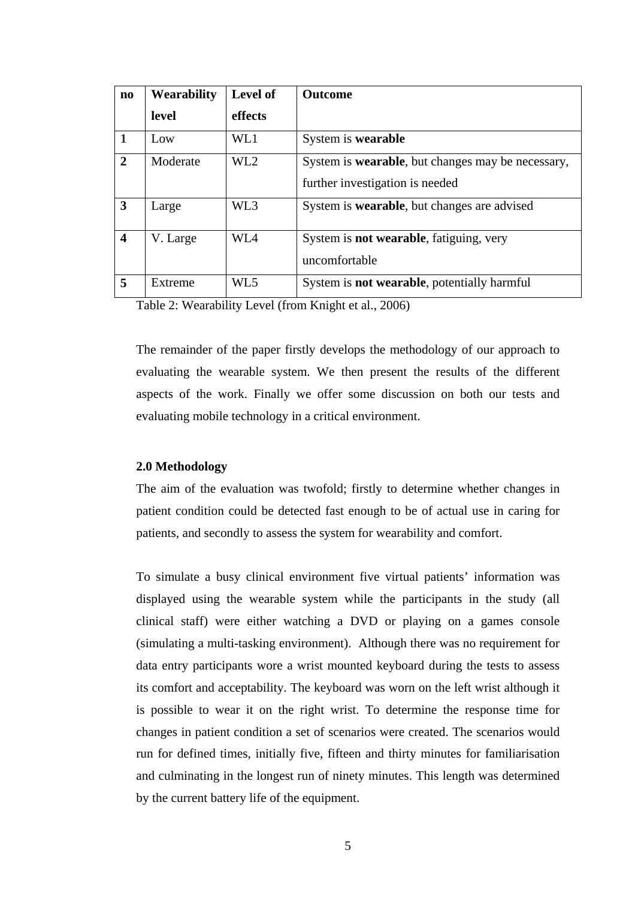| no | Wearability level | Level of effects | Outcome |
|---|---|---|---|
| **1** | Low | WL1 | System is **wearable** |
| **2** | Moderate | WL2 | System is **wearable**, but changes may be necessary, further investigation is needed |
| **3** | Large | WL3 | System is **wearable**, but changes are advised |
| **4** | V. Large | WL4 | System is **not wearable**, fatiguing, very uncomfortable |
| **5** | Extreme | WL5 | System is **not wearable**, potentially harmful |

Table 2: Wearability Level (from Knight et al., 2006)

The remainder of the paper firstly develops the methodology of our approach to evaluating the wearable system. We then present the results of the different aspects of the work. Finally we offer some discussion on both our tests and evaluating mobile technology in a critical environment.

## 2.0 Methodology

The aim of the evaluation was twofold; firstly to determine whether changes in patient condition could be detected fast enough to be of actual use in caring for patients, and secondly to assess the system for wearability and comfort.

To simulate a busy clinical environment five virtual patients' information was displayed using the wearable system while the participants in the study (all clinical staff) were either watching a DVD or playing on a games console (simulating a multi-tasking environment). Although there was no requirement for data entry participants wore a wrist mounted keyboard during the tests to assess its comfort and acceptability. The keyboard was worn on the left wrist although it is possible to wear it on the right wrist. To determine the response time for changes in patient condition a set of scenarios were created. The scenarios would run for defined times, initially five, fifteen and thirty minutes for familiarisation and culminating in the longest run of ninety minutes. This length was determined by the current battery life of the equipment.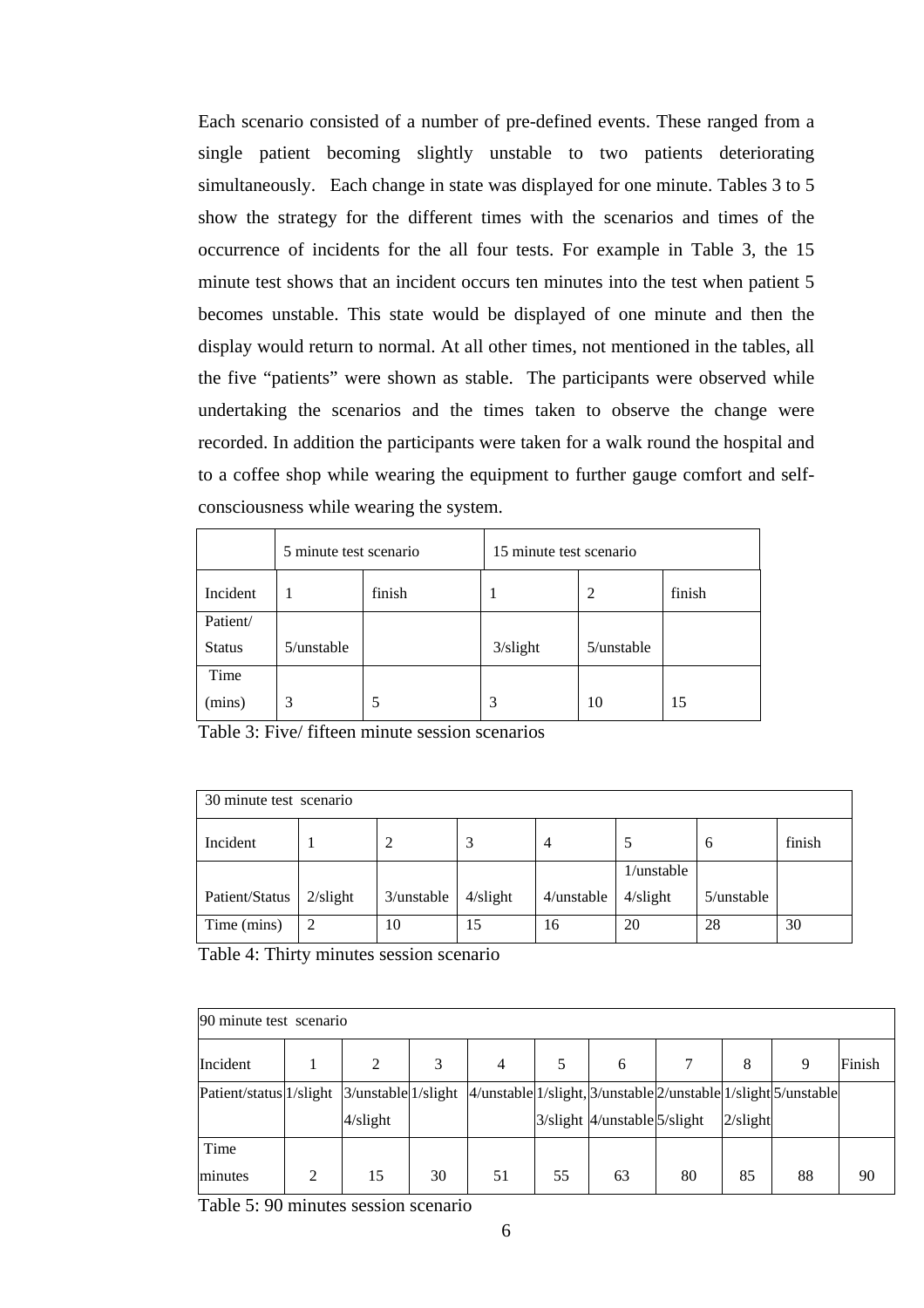Each scenario consisted of a number of pre-defined events. These ranged from a single patient becoming slightly unstable to two patients deteriorating simultaneously. Each change in state was displayed for one minute. Tables 3 to 5 show the strategy for the different times with the scenarios and times of the occurrence of incidents for the all four tests. For example in Table 3, the 15 minute test shows that an incident occurs ten minutes into the test when patient 5 becomes unstable. This state would be displayed of one minute and then the display would return to normal. At all other times, not mentioned in the tables, all the five "patients" were shown as stable. The participants were observed while undertaking the scenarios and the times taken to observe the change were recorded. In addition the participants were taken for a walk round the hospital and to a coffee shop while wearing the equipment to further gauge comfort and self-consciousness while wearing the system.

| | 5 minute test scenario | | 15 minute test scenario | | |
|---|---|---|---|---|---|
| Incident | 1 | finish | 1 | 2 | finish |
| Patient/ Status | 5/unstable | | 3/slight | 5/unstable | |
| Time (mins) | 3 | 5 | 3 | 10 | 15 |

Table 3: Five/ fifteen minute session scenarios

| 30 minute test scenario | | | | | | | |
|---|---|---|---|---|---|---|---|
| Incident | 1 | 2 | 3 | 4 | 5 | 6 | finish |
| Patient/Status | 2/slight | 3/unstable | 4/slight | 4/unstable | 1/unstable 4/slight | 5/unstable | |
| Time (mins) | 2 | 10 | 15 | 16 | 20 | 28 | 30 |

Table 4: Thirty minutes session scenario

| 90 minute test scenario | | | | | | | | | | |
|---|---|---|---|---|---|---|---|---|---|---|
| Incident | 1 | 2 | 3 | 4 | 5 | 6 | 7 | 8 | 9 | Finish |
| Patient/status | 1/slight | 3/unstable 4/slight | 1/slight | 4/unstable | 1/slight, 3/slight | 3/unstable 4/unstable | 2/unstable 5/slight | 1/slight 2/slight | 5/unstable | |
| Time minutes | 2 | 15 | 30 | 51 | 55 | 63 | 80 | 85 | 88 | 90 |

Table 5: 90 minutes session scenario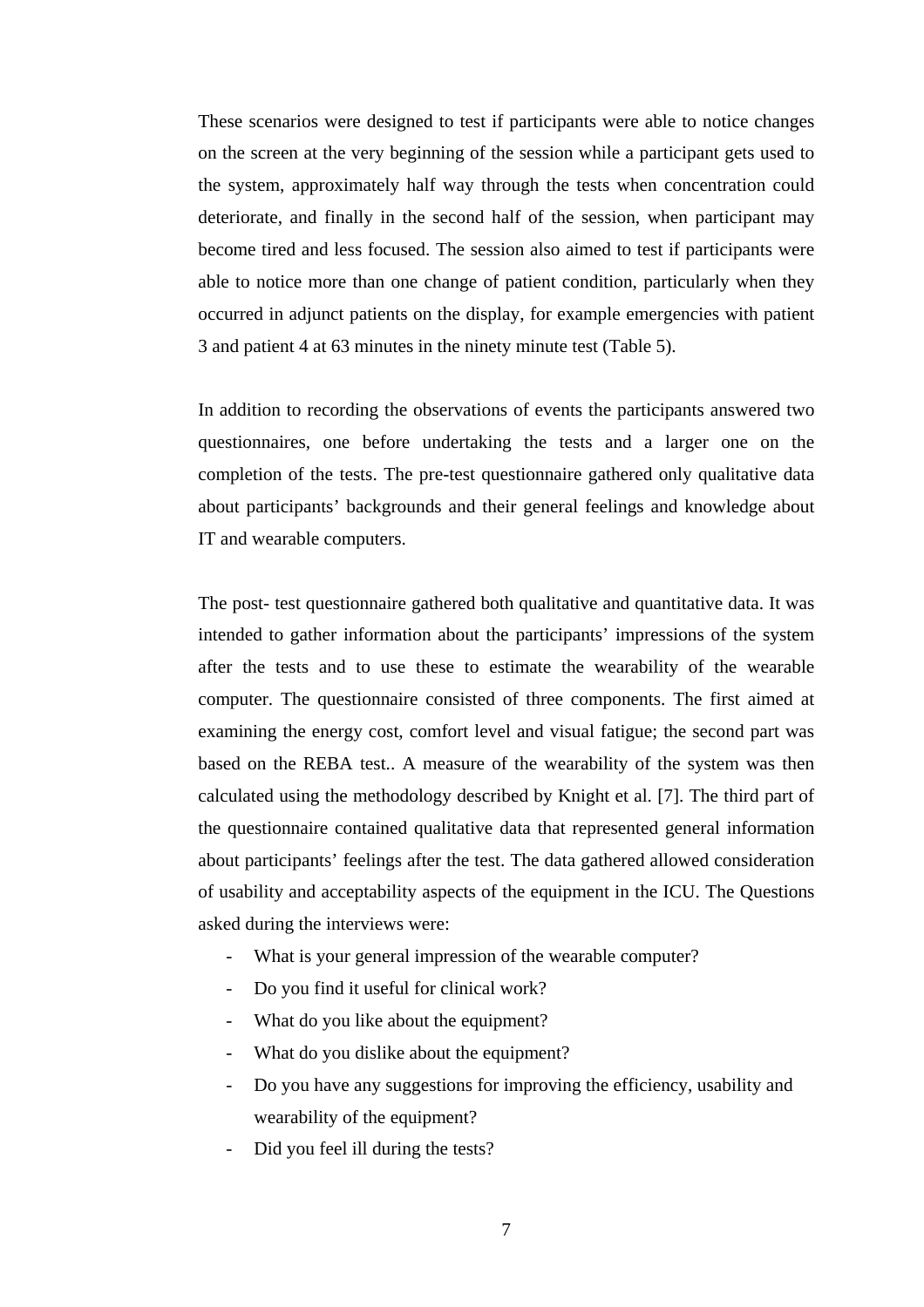These scenarios were designed to test if participants were able to notice changes on the screen at the very beginning of the session while a participant gets used to the system, approximately half way through the tests when concentration could deteriorate, and finally in the second half of the session, when participant may become tired and less focused. The session also aimed to test if participants were able to notice more than one change of patient condition, particularly when they occurred in adjunct patients on the display, for example emergencies with patient 3 and patient 4 at 63 minutes in the ninety minute test (Table 5).

In addition to recording the observations of events the participants answered two questionnaires, one before undertaking the tests and a larger one on the completion of the tests. The pre-test questionnaire gathered only qualitative data about participants' backgrounds and their general feelings and knowledge about IT and wearable computers.

The post- test questionnaire gathered both qualitative and quantitative data. It was intended to gather information about the participants' impressions of the system after the tests and to use these to estimate the wearability of the wearable computer. The questionnaire consisted of three components. The first aimed at examining the energy cost, comfort level and visual fatigue; the second part was based on the REBA test.. A measure of the wearability of the system was then calculated using the methodology described by Knight et al. [7]. The third part of the questionnaire contained qualitative data that represented general information about participants' feelings after the test. The data gathered allowed consideration of usability and acceptability aspects of the equipment in the ICU. The Questions asked during the interviews were:

- What is your general impression of the wearable computer?
- Do you find it useful for clinical work?
- What do you like about the equipment?
- What do you dislike about the equipment?
- Do you have any suggestions for improving the efficiency, usability and wearability of the equipment?
- Did you feel ill during the tests?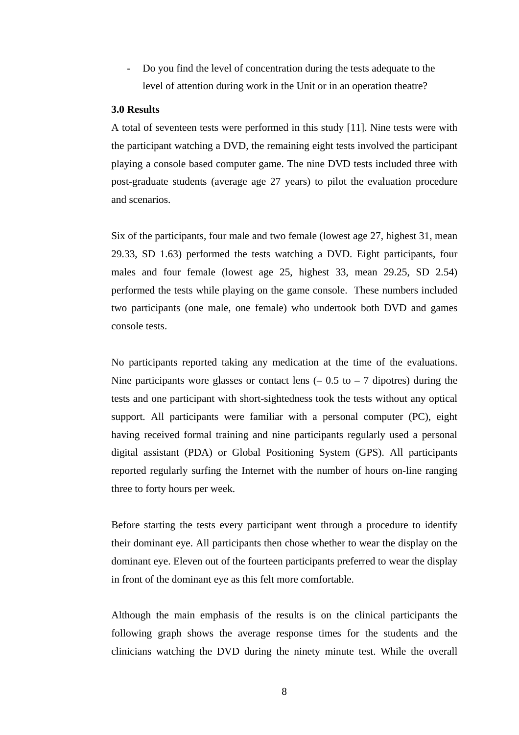- Do you find the level of concentration during the tests adequate to the level of attention during work in the Unit or in an operation theatre?

**3.0 Results**

A total of seventeen tests were performed in this study [11]. Nine tests were with the participant watching a DVD, the remaining eight tests involved the participant playing a console based computer game. The nine DVD tests included three with post-graduate students (average age 27 years) to pilot the evaluation procedure and scenarios.

Six of the participants, four male and two female (lowest age 27, highest 31, mean 29.33, SD 1.63) performed the tests watching a DVD. Eight participants, four males and four female (lowest age 25, highest 33, mean 29.25, SD 2.54) performed the tests while playing on the game console. These numbers included two participants (one male, one female) who undertook both DVD and games console tests.

No participants reported taking any medication at the time of the evaluations. Nine participants wore glasses or contact lens (– 0.5 to – 7 dipotres) during the tests and one participant with short-sightedness took the tests without any optical support. All participants were familiar with a personal computer (PC), eight having received formal training and nine participants regularly used a personal digital assistant (PDA) or Global Positioning System (GPS). All participants reported regularly surfing the Internet with the number of hours on-line ranging three to forty hours per week.

Before starting the tests every participant went through a procedure to identify their dominant eye. All participants then chose whether to wear the display on the dominant eye. Eleven out of the fourteen participants preferred to wear the display in front of the dominant eye as this felt more comfortable.

Although the main emphasis of the results is on the clinical participants the following graph shows the average response times for the students and the clinicians watching the DVD during the ninety minute test. While the overall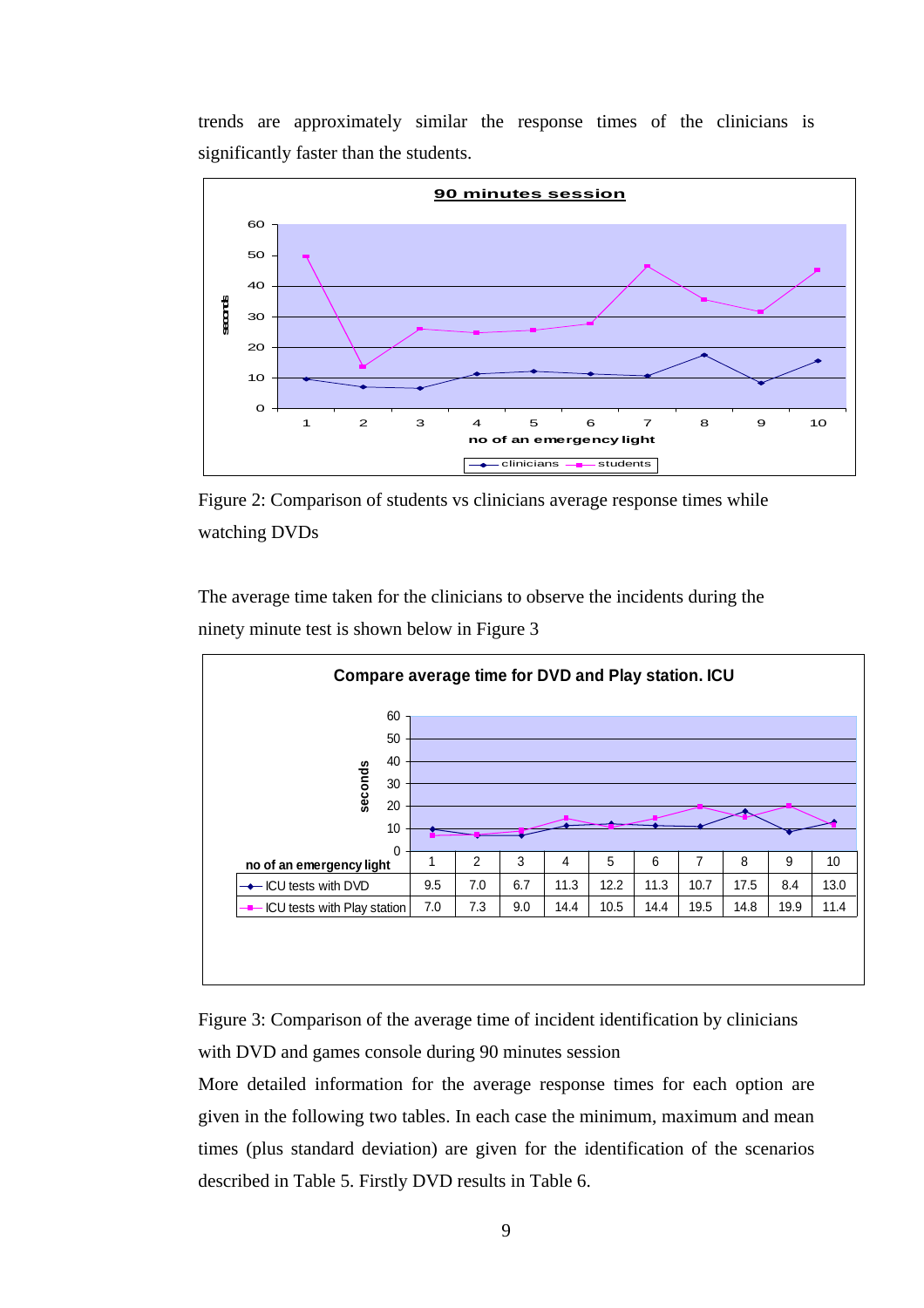trends are approximately similar the response times of the clinicians is significantly faster than the students.

Figure 2: Comparison of students vs clinicians average response times while watching DVDs

The average time taken for the clinicians to observe the incidents during the ninety minute test is shown below in Figure 3

| no of an emergency light | 1 | 2 | 3 | 4 | 5 | 6 | 7 | 8 | 9 | 10 |
|---|---|---|---|---|---|---|---|---|---|---|
| ICU tests with DVD | 9.5 | 7.0 | 6.7 | 11.3 | 12.2 | 11.3 | 10.7 | 17.5 | 8.4 | 13.0 |
| ICU tests with Play station | 7.0 | 7.3 | 9.0 | 14.4 | 10.5 | 14.4 | 19.5 | 14.8 | 19.9 | 11.4 |

Figure 3: Comparison of the average time of incident identification by clinicians with DVD and games console during 90 minutes session

More detailed information for the average response times for each option are given in the following two tables. In each case the minimum, maximum and mean times (plus standard deviation) are given for the identification of the scenarios described in Table 5. Firstly DVD results in Table 6.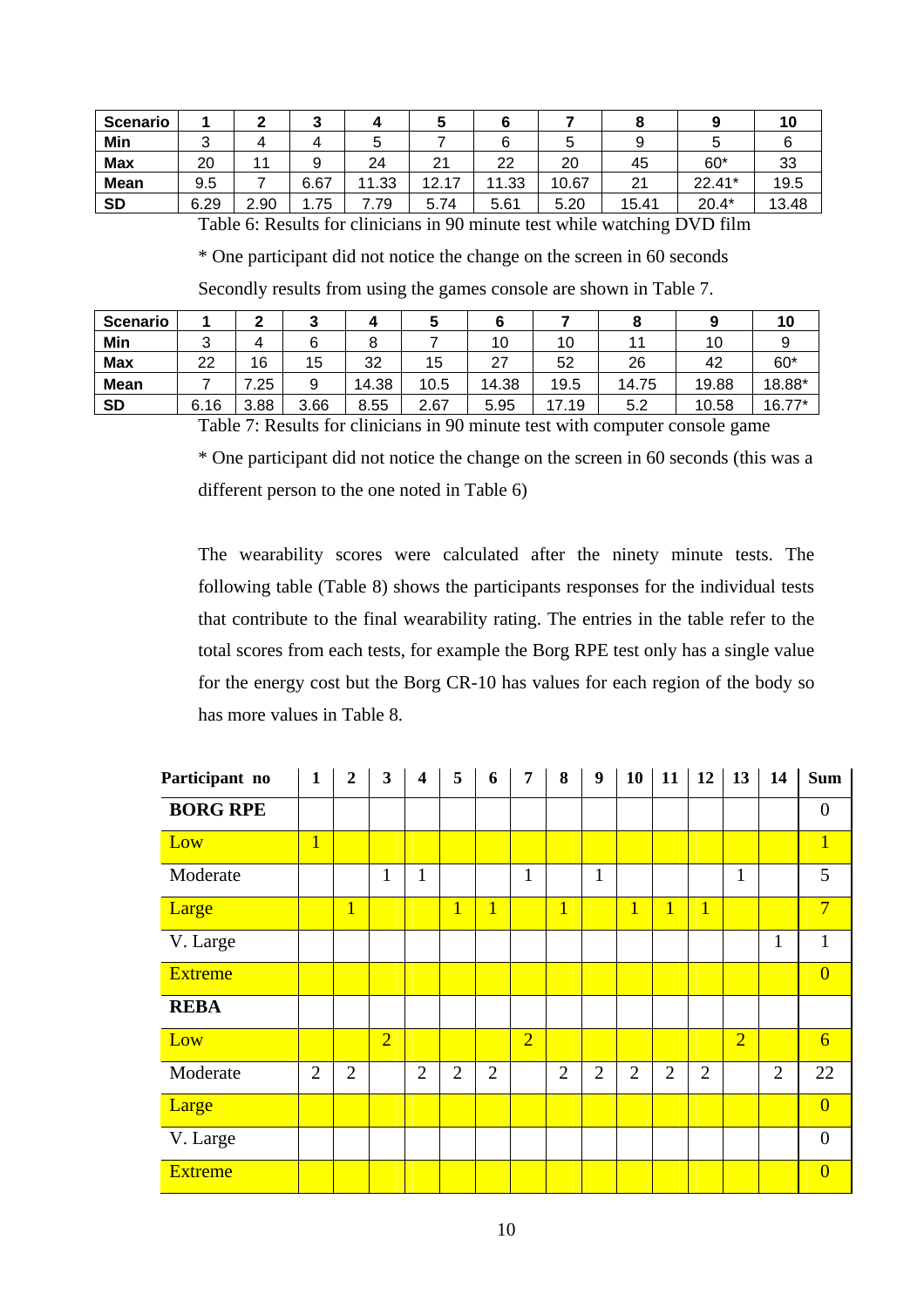| Scenario | 1 | 2 | 3 | 4 | 5 | 6 | 7 | 8 | 9 | 10 |
|---|---|---|---|---|---|---|---|---|---|---|
| Min | 3 | 4 | 4 | 5 | 7 | 6 | 5 | 9 | 5 | 6 |
| Max | 20 | 11 | 9 | 24 | 21 | 22 | 20 | 45 | 60* | 33 |
| Mean | 9.5 | 7 | 6.67 | 11.33 | 12.17 | 11.33 | 10.67 | 21 | 22.41* | 19.5 |
| SD | 6.29 | 2.90 | 1.75 | 7.79 | 5.74 | 5.61 | 5.20 | 15.41 | 20.4* | 13.48 |

Table 6: Results for clinicians in 90 minute test while watching DVD film

* One participant did not notice the change on the screen in 60 seconds

Secondly results from using the games console are shown in Table 7.

| Scenario | 1 | 2 | 3 | 4 | 5 | 6 | 7 | 8 | 9 | 10 |
|---|---|---|---|---|---|---|---|---|---|---|
| Min | 3 | 4 | 6 | 8 | 7 | 10 | 10 | 11 | 10 | 9 |
| Max | 22 | 16 | 15 | 32 | 15 | 27 | 52 | 26 | 42 | 60* |
| Mean | 7 | 7.25 | 9 | 14.38 | 10.5 | 14.38 | 19.5 | 14.75 | 19.88 | 18.88* |
| SD | 6.16 | 3.88 | 3.66 | 8.55 | 2.67 | 5.95 | 17.19 | 5.2 | 10.58 | 16.77* |

Table 7: Results for clinicians in 90 minute test with computer console game

* One participant did not notice the change on the screen in 60 seconds (this was a different person to the one noted in Table 6)

The wearability scores were calculated after the ninety minute tests. The following table (Table 8) shows the participants responses for the individual tests that contribute to the final wearability rating. The entries in the table refer to the total scores from each tests, for example the Borg RPE test only has a single value for the energy cost but the Borg CR-10 has values for each region of the body so has more values in Table 8.

| Participant no | 1 | 2 | 3 | 4 | 5 | 6 | 7 | 8 | 9 | 10 | 11 | 12 | 13 | 14 | Sum |
|---|---|---|---|---|---|---|---|---|---|---|---|---|---|---|---|
| **BORG RPE** | | | | | | | | | | | | | | | 0 |
| Low | 1 | | | | | | | | | | | | | | 1 |
| Moderate | | | 1 | 1 | | | 1 | | 1 | | | | 1 | | 5 |
| Large | | 1 | | | 1 | 1 | | 1 | | 1 | 1 | 1 | | | 7 |
| V. Large | | | | | | | | | | | | | | 1 | 1 |
| Extreme | | | | | | | | | | | | | | | 0 |
| **REBA** | | | | | | | | | | | | | | | |
| Low | | | 2 | | | | 2 | | | | | | 2 | | 6 |
| Moderate | 2 | 2 | | 2 | 2 | 2 | | 2 | 2 | 2 | 2 | 2 | | 2 | 22 |
| Large | | | | | | | | | | | | | | | 0 |
| V. Large | | | | | | | | | | | | | | | 0 |
| Extreme | | | | | | | | | | | | | | | 0 |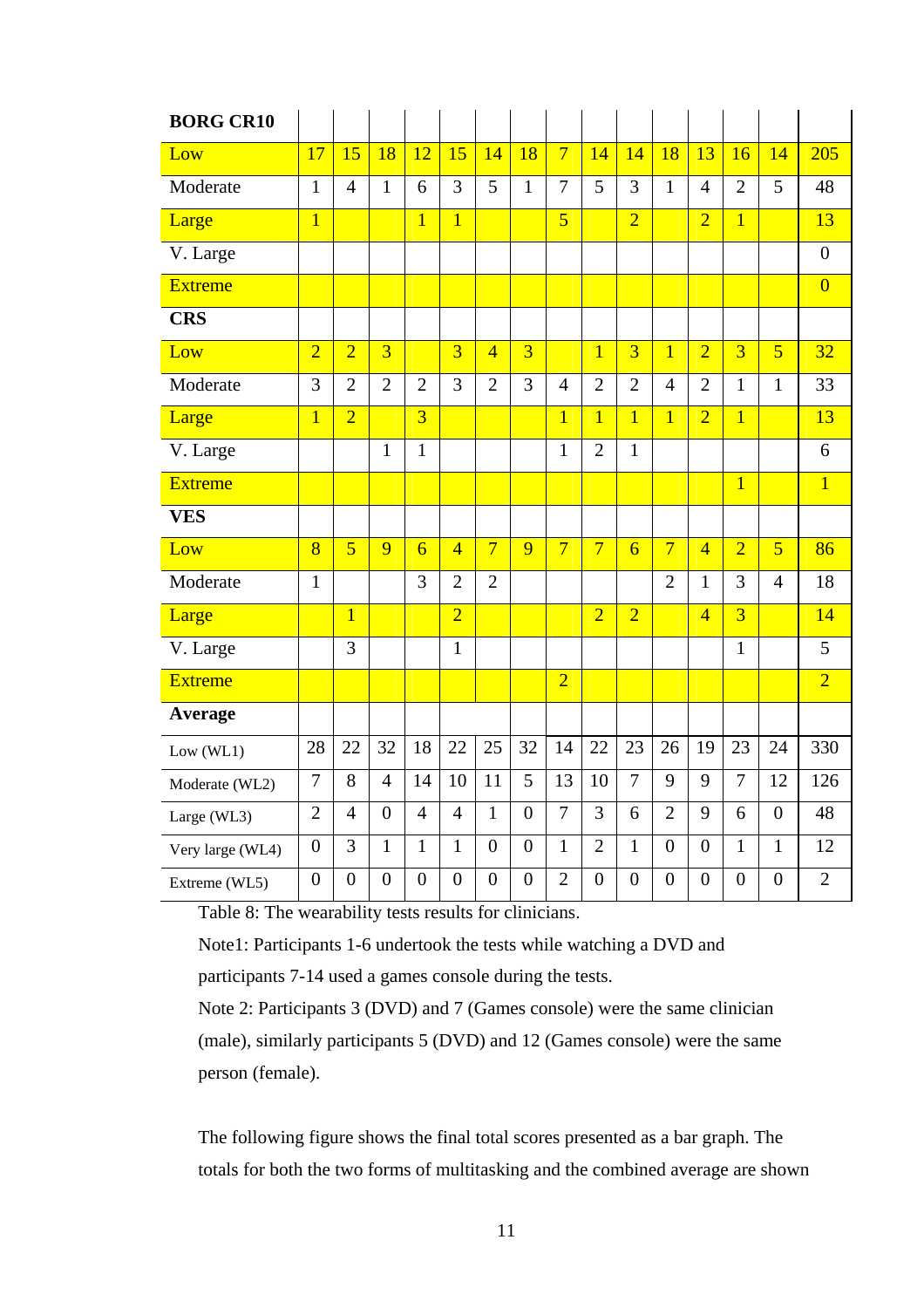| BORG CR10 | | | | | | | | | | | | | | | |
|---|---|---|---|---|---|---|---|---|---|---|---|---|---|---|---|
| Low | 17 | 15 | 18 | 12 | 15 | 14 | 18 | 7 | 14 | 14 | 18 | 13 | 16 | 14 | 205 |
| Moderate | 1 | 4 | 1 | 6 | 3 | 5 | 1 | 7 | 5 | 3 | 1 | 4 | 2 | 5 | 48 |
| Large | 1 | | | 1 | 1 | | | 5 | | 2 | | 2 | 1 | | 13 |
| V. Large | | | | | | | | | | | | | | | 0 |
| Extreme | | | | | | | | | | | | | | | 0 |
| **CRS** | | | | | | | | | | | | | | | |
| Low | 2 | 2 | 3 | | 3 | 4 | 3 | | 1 | 3 | 1 | 2 | 3 | 5 | 32 |
| Moderate | 3 | 2 | 2 | 2 | 3 | 2 | 3 | 4 | 2 | 2 | 4 | 2 | 1 | 1 | 33 |
| Large | 1 | 2 | | 3 | | | | 1 | 1 | 1 | 1 | 2 | 1 | | 13 |
| V. Large | | | 1 | 1 | | | | 1 | 2 | 1 | | | | | 6 |
| Extreme | | | | | | | | | | | | | 1 | | 1 |
| **VES** | | | | | | | | | | | | | | | |
| Low | 8 | 5 | 9 | 6 | 4 | 7 | 9 | 7 | 7 | 6 | 7 | 4 | 2 | 5 | 86 |
| Moderate | 1 | | | 3 | 2 | 2 | | | | | 2 | 1 | 3 | 4 | 18 |
| Large | | 1 | | | 2 | | | | 2 | 2 | | 4 | 3 | | 14 |
| V. Large | | 3 | | | 1 | | | | | | | | 1 | | 5 |
| Extreme | | | | | | | | 2 | | | | | | | 2 |
| **Average** | | | | | | | | | | | | | | | |
| Low (WL1) | 28 | 22 | 32 | 18 | 22 | 25 | 32 | 14 | 22 | 23 | 26 | 19 | 23 | 24 | 330 |
| Moderate (WL2) | 7 | 8 | 4 | 14 | 10 | 11 | 5 | 13 | 10 | 7 | 9 | 9 | 7 | 12 | 126 |
| Large (WL3) | 2 | 4 | 0 | 4 | 4 | 1 | 0 | 7 | 3 | 6 | 2 | 9 | 6 | 0 | 48 |
| Very large (WL4) | 0 | 3 | 1 | 1 | 1 | 0 | 0 | 1 | 2 | 1 | 0 | 0 | 1 | 1 | 12 |
| Extreme (WL5) | 0 | 0 | 0 | 0 | 0 | 0 | 0 | 2 | 0 | 0 | 0 | 0 | 0 | 0 | 2 |

Table 8: The wearability tests results for clinicians.

Note1: Participants 1-6 undertook the tests while watching a DVD and participants 7-14 used a games console during the tests.

Note 2: Participants 3 (DVD) and 7 (Games console) were the same clinician (male), similarly participants 5 (DVD) and 12 (Games console) were the same person (female).

The following figure shows the final total scores presented as a bar graph. The totals for both the two forms of multitasking and the combined average are shown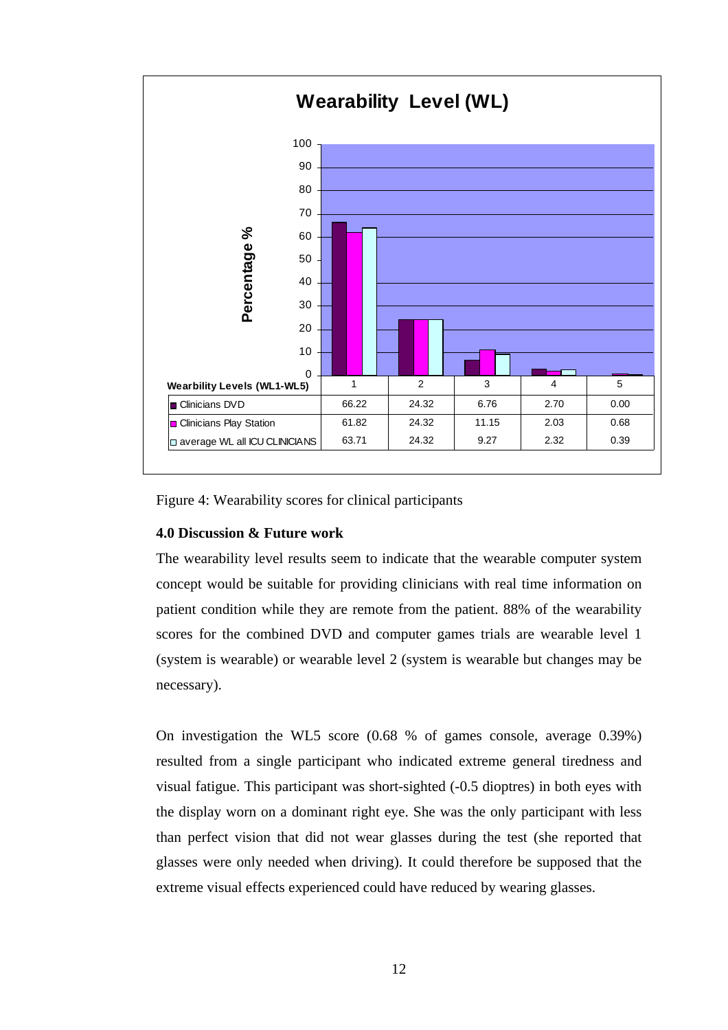**Wearability Level (WL)**

| Wearbility Levels (WL1-WL5) | 1 | 2 | 3 | 4 | 5 |
|---|---|---|---|---|---|
| Clinicians DVD | 66.22 | 24.32 | 6.76 | 2.70 | 0.00 |
| Clinicians Play Station | 61.82 | 24.32 | 11.15 | 2.03 | 0.68 |
| average WL all ICU CLINICIANS | 63.71 | 24.32 | 9.27 | 2.32 | 0.39 |

Figure 4: Wearability scores for clinical participants

### 4.0 Discussion & Future work

The wearability level results seem to indicate that the wearable computer system concept would be suitable for providing clinicians with real time information on patient condition while they are remote from the patient. 88% of the wearability scores for the combined DVD and computer games trials are wearable level 1 (system is wearable) or wearable level 2 (system is wearable but changes may be necessary).

On investigation the WL5 score (0.68 % of games console, average 0.39%) resulted from a single participant who indicated extreme general tiredness and visual fatigue. This participant was short-sighted (-0.5 dioptres) in both eyes with the display worn on a dominant right eye. She was the only participant with less than perfect vision that did not wear glasses during the test (she reported that glasses were only needed when driving). It could therefore be supposed that the extreme visual effects experienced could have reduced by wearing glasses.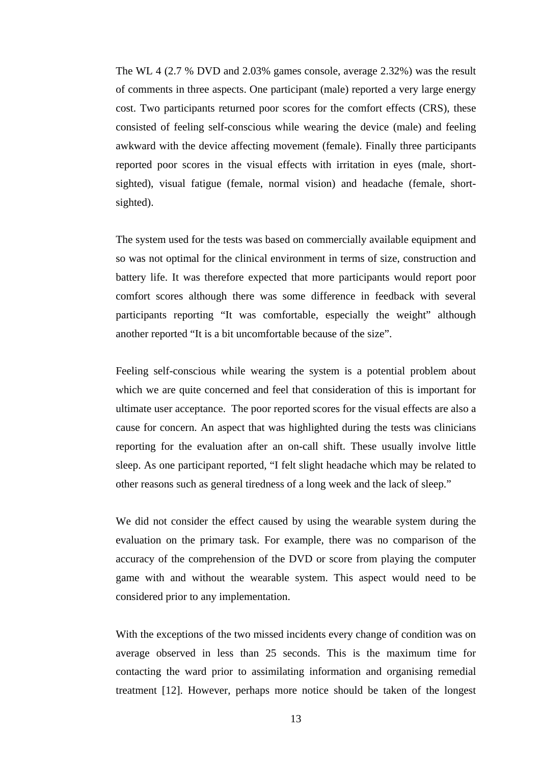The WL 4 (2.7 % DVD and 2.03% games console, average 2.32%) was the result of comments in three aspects. One participant (male) reported a very large energy cost. Two participants returned poor scores for the comfort effects (CRS), these consisted of feeling self-conscious while wearing the device (male) and feeling awkward with the device affecting movement (female). Finally three participants reported poor scores in the visual effects with irritation in eyes (male, short-sighted), visual fatigue (female, normal vision) and headache (female, short-sighted).

The system used for the tests was based on commercially available equipment and so was not optimal for the clinical environment in terms of size, construction and battery life. It was therefore expected that more participants would report poor comfort scores although there was some difference in feedback with several participants reporting "It was comfortable, especially the weight" although another reported "It is a bit uncomfortable because of the size".

Feeling self-conscious while wearing the system is a potential problem about which we are quite concerned and feel that consideration of this is important for ultimate user acceptance. The poor reported scores for the visual effects are also a cause for concern. An aspect that was highlighted during the tests was clinicians reporting for the evaluation after an on-call shift. These usually involve little sleep. As one participant reported, "I felt slight headache which may be related to other reasons such as general tiredness of a long week and the lack of sleep."

We did not consider the effect caused by using the wearable system during the evaluation on the primary task. For example, there was no comparison of the accuracy of the comprehension of the DVD or score from playing the computer game with and without the wearable system. This aspect would need to be considered prior to any implementation.

With the exceptions of the two missed incidents every change of condition was on average observed in less than 25 seconds. This is the maximum time for contacting the ward prior to assimilating information and organising remedial treatment [12]. However, perhaps more notice should be taken of the longest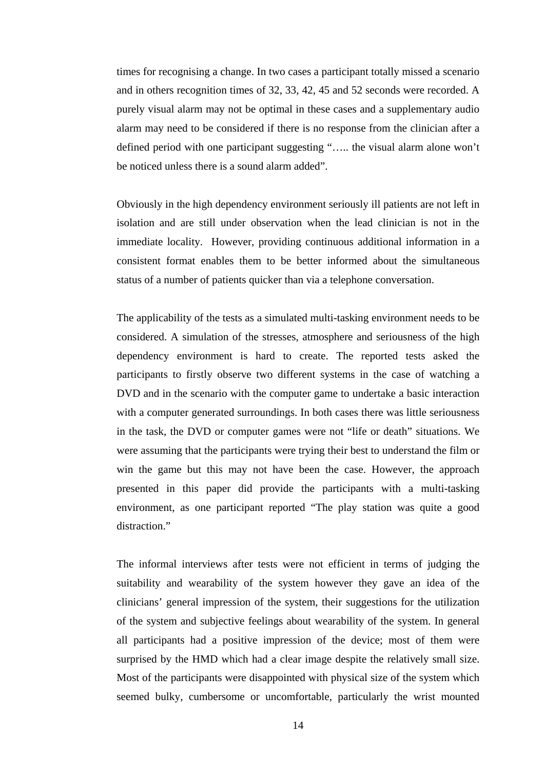times for recognising a change. In two cases a participant totally missed a scenario and in others recognition times of 32, 33, 42, 45 and 52 seconds were recorded. A purely visual alarm may not be optimal in these cases and a supplementary audio alarm may need to be considered if there is no response from the clinician after a defined period with one participant suggesting "….. the visual alarm alone won't be noticed unless there is a sound alarm added".

Obviously in the high dependency environment seriously ill patients are not left in isolation and are still under observation when the lead clinician is not in the immediate locality. However, providing continuous additional information in a consistent format enables them to be better informed about the simultaneous status of a number of patients quicker than via a telephone conversation.

The applicability of the tests as a simulated multi-tasking environment needs to be considered. A simulation of the stresses, atmosphere and seriousness of the high dependency environment is hard to create. The reported tests asked the participants to firstly observe two different systems in the case of watching a DVD and in the scenario with the computer game to undertake a basic interaction with a computer generated surroundings. In both cases there was little seriousness in the task, the DVD or computer games were not "life or death" situations. We were assuming that the participants were trying their best to understand the film or win the game but this may not have been the case. However, the approach presented in this paper did provide the participants with a multi-tasking environment, as one participant reported "The play station was quite a good distraction."

The informal interviews after tests were not efficient in terms of judging the suitability and wearability of the system however they gave an idea of the clinicians' general impression of the system, their suggestions for the utilization of the system and subjective feelings about wearability of the system. In general all participants had a positive impression of the device; most of them were surprised by the HMD which had a clear image despite the relatively small size. Most of the participants were disappointed with physical size of the system which seemed bulky, cumbersome or uncomfortable, particularly the wrist mounted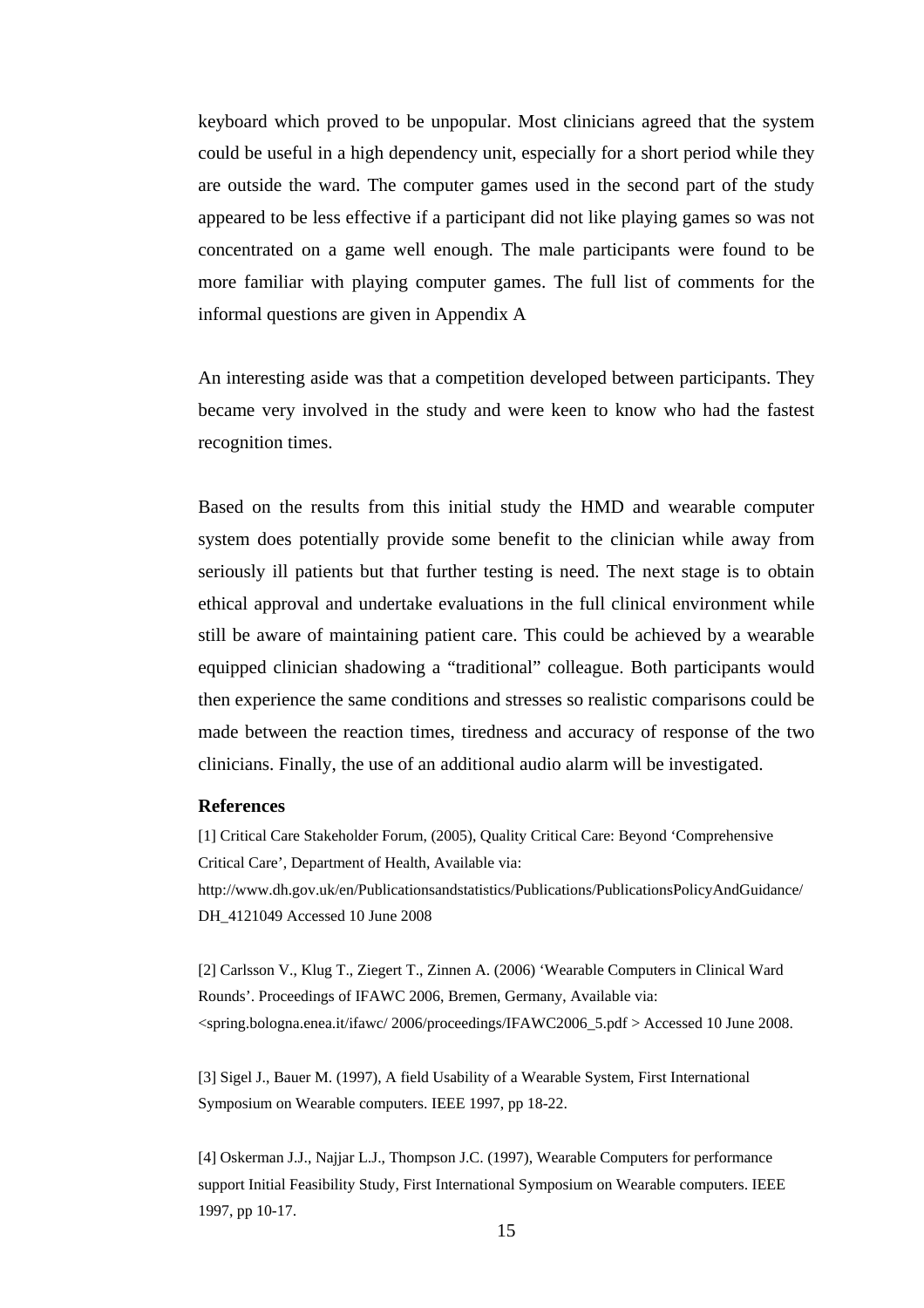keyboard which proved to be unpopular. Most clinicians agreed that the system could be useful in a high dependency unit, especially for a short period while they are outside the ward. The computer games used in the second part of the study appeared to be less effective if a participant did not like playing games so was not concentrated on a game well enough. The male participants were found to be more familiar with playing computer games. The full list of comments for the informal questions are given in Appendix A

An interesting aside was that a competition developed between participants. They became very involved in the study and were keen to know who had the fastest recognition times.

Based on the results from this initial study the HMD and wearable computer system does potentially provide some benefit to the clinician while away from seriously ill patients but that further testing is need. The next stage is to obtain ethical approval and undertake evaluations in the full clinical environment while still be aware of maintaining patient care. This could be achieved by a wearable equipped clinician shadowing a "traditional" colleague. Both participants would then experience the same conditions and stresses so realistic comparisons could be made between the reaction times, tiredness and accuracy of response of the two clinicians. Finally, the use of an additional audio alarm will be investigated.

## References

[1] Critical Care Stakeholder Forum, (2005), Quality Critical Care: Beyond 'Comprehensive Critical Care', Department of Health, Available via: http://www.dh.gov.uk/en/Publicationsandstatistics/Publications/PublicationsPolicyAndGuidance/DH_4121049 Accessed 10 June 2008

[2] Carlsson V., Klug T., Ziegert T., Zinnen A. (2006) 'Wearable Computers in Clinical Ward Rounds'. Proceedings of IFAWC 2006, Bremen, Germany, Available via: <spring.bologna.enea.it/ifawc/ 2006/proceedings/IFAWC2006_5.pdf > Accessed 10 June 2008.

[3] Sigel J., Bauer M. (1997), A field Usability of a Wearable System, First International Symposium on Wearable computers. IEEE 1997, pp 18-22.

[4] Oskerman J.J., Najjar L.J., Thompson J.C. (1997), Wearable Computers for performance support Initial Feasibility Study, First International Symposium on Wearable computers. IEEE 1997, pp 10-17.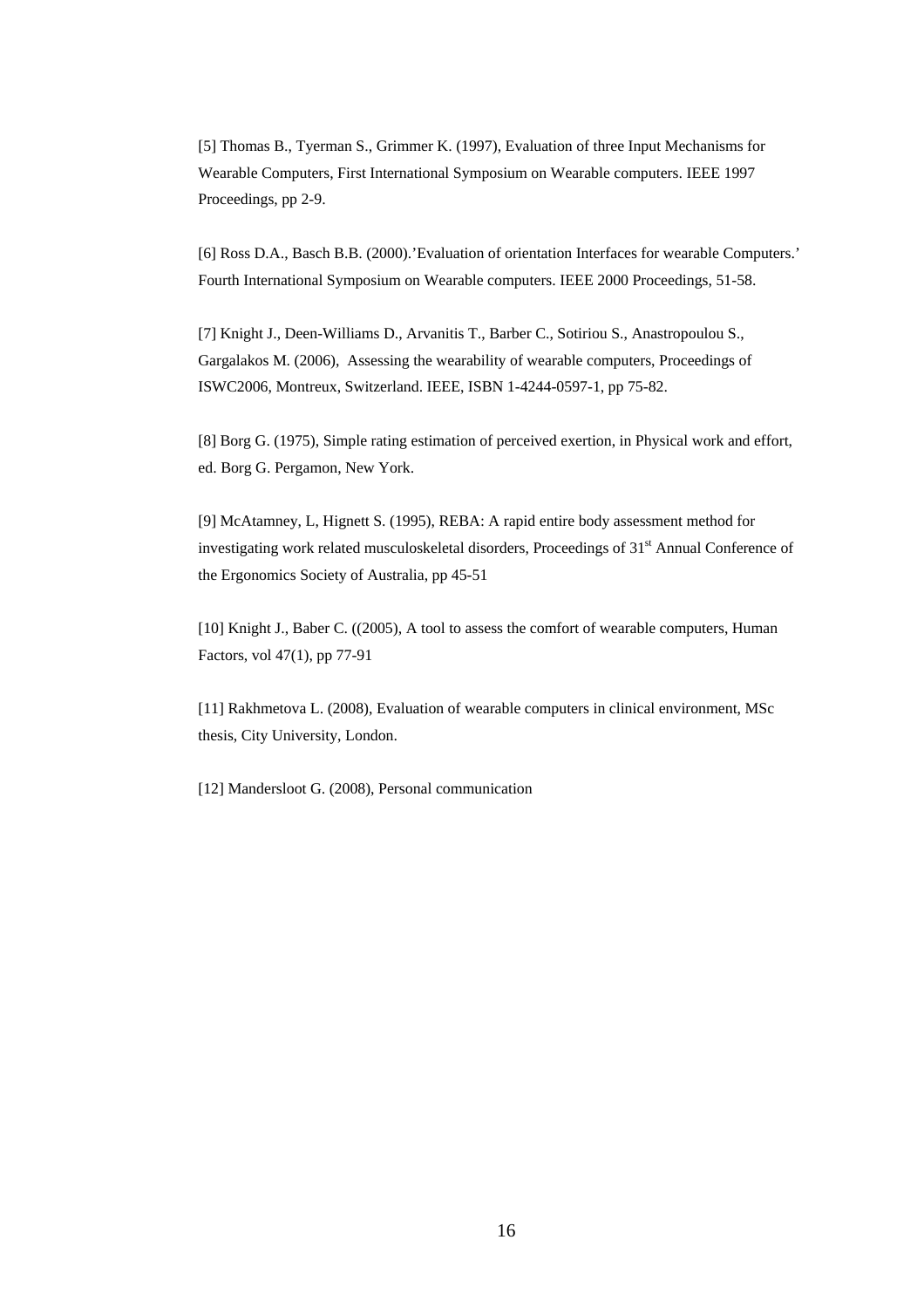[5] Thomas B., Tyerman S., Grimmer K. (1997), Evaluation of three Input Mechanisms for Wearable Computers, First International Symposium on Wearable computers. IEEE 1997 Proceedings, pp 2-9.

[6] Ross D.A., Basch B.B. (2000).'Evaluation of orientation Interfaces for wearable Computers.' Fourth International Symposium on Wearable computers. IEEE 2000 Proceedings, 51-58.

[7] Knight J., Deen-Williams D., Arvanitis T., Barber C., Sotiriou S., Anastropoulou S., Gargalakos M. (2006), Assessing the wearability of wearable computers, Proceedings of ISWC2006, Montreux, Switzerland. IEEE, ISBN 1-4244-0597-1, pp 75-82.

[8] Borg G. (1975), Simple rating estimation of perceived exertion, in Physical work and effort, ed. Borg G. Pergamon, New York.

[9] McAtamney, L, Hignett S. (1995), REBA: A rapid entire body assessment method for investigating work related musculoskeletal disorders, Proceedings of 31st Annual Conference of the Ergonomics Society of Australia, pp 45-51

[10] Knight J., Baber C. ((2005), A tool to assess the comfort of wearable computers, Human Factors, vol 47(1), pp 77-91

[11] Rakhmetova L. (2008), Evaluation of wearable computers in clinical environment, MSc thesis, City University, London.

[12] Mandersloot G. (2008), Personal communication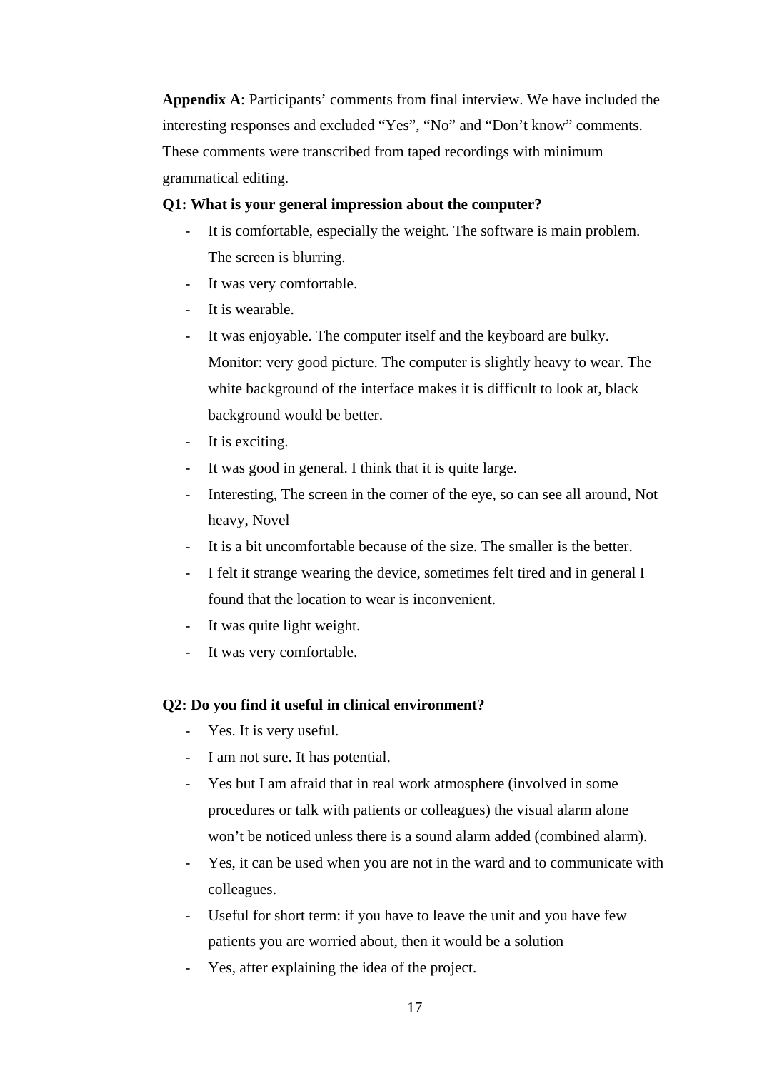**Appendix A**: Participants' comments from final interview. We have included the interesting responses and excluded "Yes", "No" and "Don't know" comments. These comments were transcribed from taped recordings with minimum grammatical editing.

**Q1: What is your general impression about the computer?**

- It is comfortable, especially the weight. The software is main problem. The screen is blurring.
- It was very comfortable.
- It is wearable.
- It was enjoyable. The computer itself and the keyboard are bulky. Monitor: very good picture. The computer is slightly heavy to wear. The white background of the interface makes it is difficult to look at, black background would be better.
- It is exciting.
- It was good in general. I think that it is quite large.
- Interesting, The screen in the corner of the eye, so can see all around, Not heavy, Novel
- It is a bit uncomfortable because of the size. The smaller is the better.
- I felt it strange wearing the device, sometimes felt tired and in general I found that the location to wear is inconvenient.
- It was quite light weight.
- It was very comfortable.

**Q2: Do you find it useful in clinical environment?**

- Yes. It is very useful.
- I am not sure. It has potential.
- Yes but I am afraid that in real work atmosphere (involved in some procedures or talk with patients or colleagues) the visual alarm alone won't be noticed unless there is a sound alarm added (combined alarm).
- Yes, it can be used when you are not in the ward and to communicate with colleagues.
- Useful for short term: if you have to leave the unit and you have few patients you are worried about, then it would be a solution
- Yes, after explaining the idea of the project.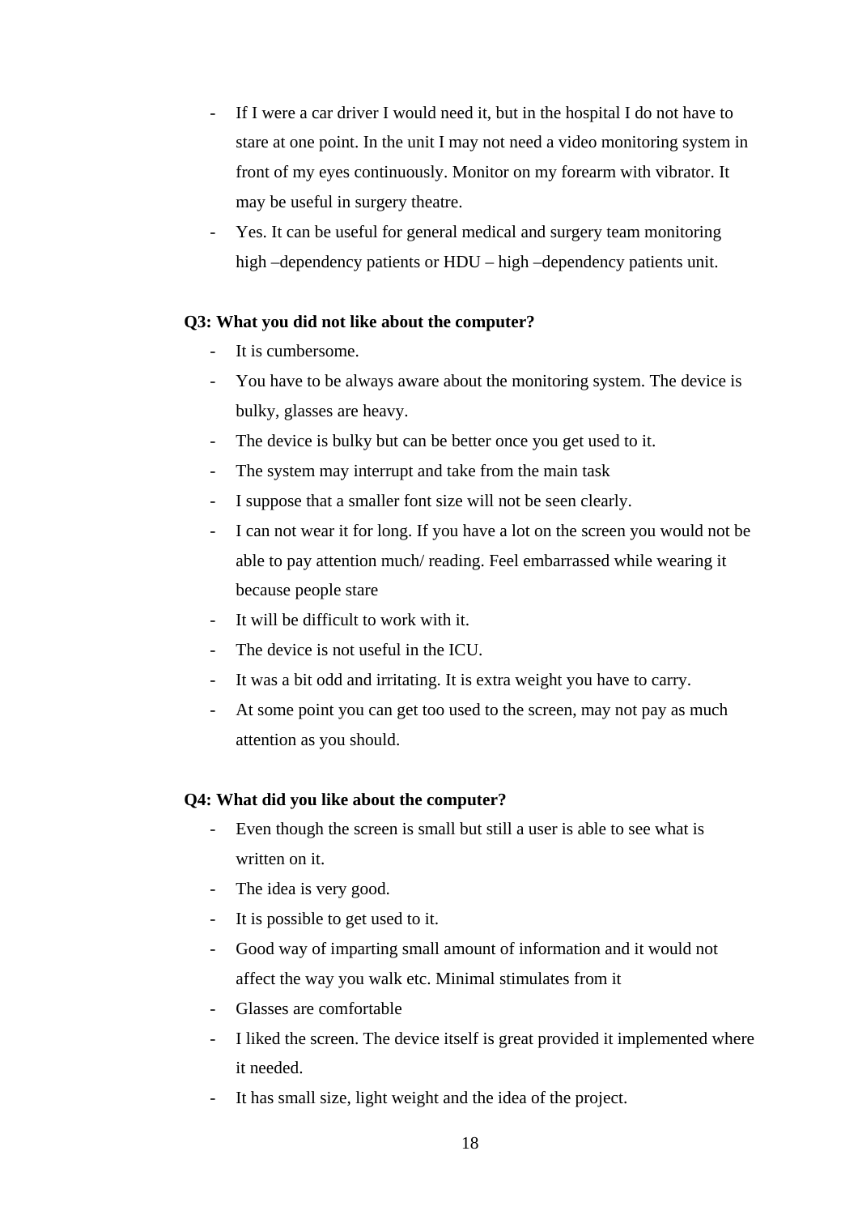- If I were a car driver I would need it, but in the hospital I do not have to stare at one point. In the unit I may not need a video monitoring system in front of my eyes continuously. Monitor on my forearm with vibrator. It may be useful in surgery theatre.
- Yes. It can be useful for general medical and surgery team monitoring high –dependency patients or HDU – high –dependency patients unit.

**Q3: What you did not like about the computer?**

- It is cumbersome.
- You have to be always aware about the monitoring system. The device is bulky, glasses are heavy.
- The device is bulky but can be better once you get used to it.
- The system may interrupt and take from the main task
- I suppose that a smaller font size will not be seen clearly.
- I can not wear it for long. If you have a lot on the screen you would not be able to pay attention much/ reading. Feel embarrassed while wearing it because people stare
- It will be difficult to work with it.
- The device is not useful in the ICU.
- It was a bit odd and irritating. It is extra weight you have to carry.
- At some point you can get too used to the screen, may not pay as much attention as you should.

**Q4: What did you like about the computer?**

- Even though the screen is small but still a user is able to see what is written on it.
- The idea is very good.
- It is possible to get used to it.
- Good way of imparting small amount of information and it would not affect the way you walk etc. Minimal stimulates from it
- Glasses are comfortable
- I liked the screen. The device itself is great provided it implemented where it needed.
- It has small size, light weight and the idea of the project.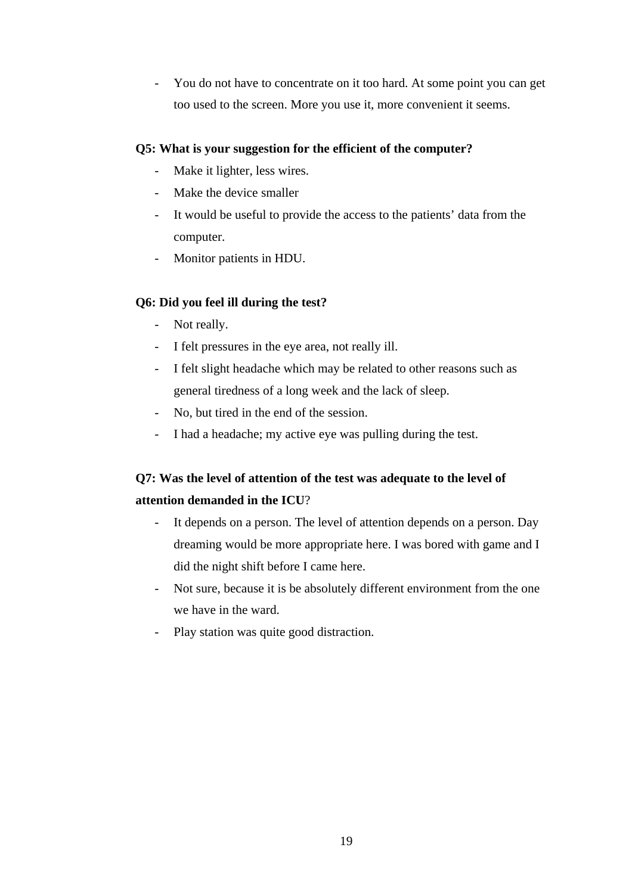- You do not have to concentrate on it too hard. At some point you can get too used to the screen. More you use it, more convenient it seems.

**Q5: What is your suggestion for the efficient of the computer?**

- Make it lighter, less wires.
- Make the device smaller
- It would be useful to provide the access to the patients' data from the computer.
- Monitor patients in HDU.

**Q6: Did you feel ill during the test?**

- Not really.
- I felt pressures in the eye area, not really ill.
- I felt slight headache which may be related to other reasons such as general tiredness of a long week and the lack of sleep.
- No, but tired in the end of the session.
- I had a headache; my active eye was pulling during the test.

**Q7: Was the level of attention of the test was adequate to the level of attention demanded in the ICU**?

- It depends on a person. The level of attention depends on a person. Day dreaming would be more appropriate here. I was bored with game and I did the night shift before I came here.
- Not sure, because it is be absolutely different environment from the one we have in the ward.
- Play station was quite good distraction.